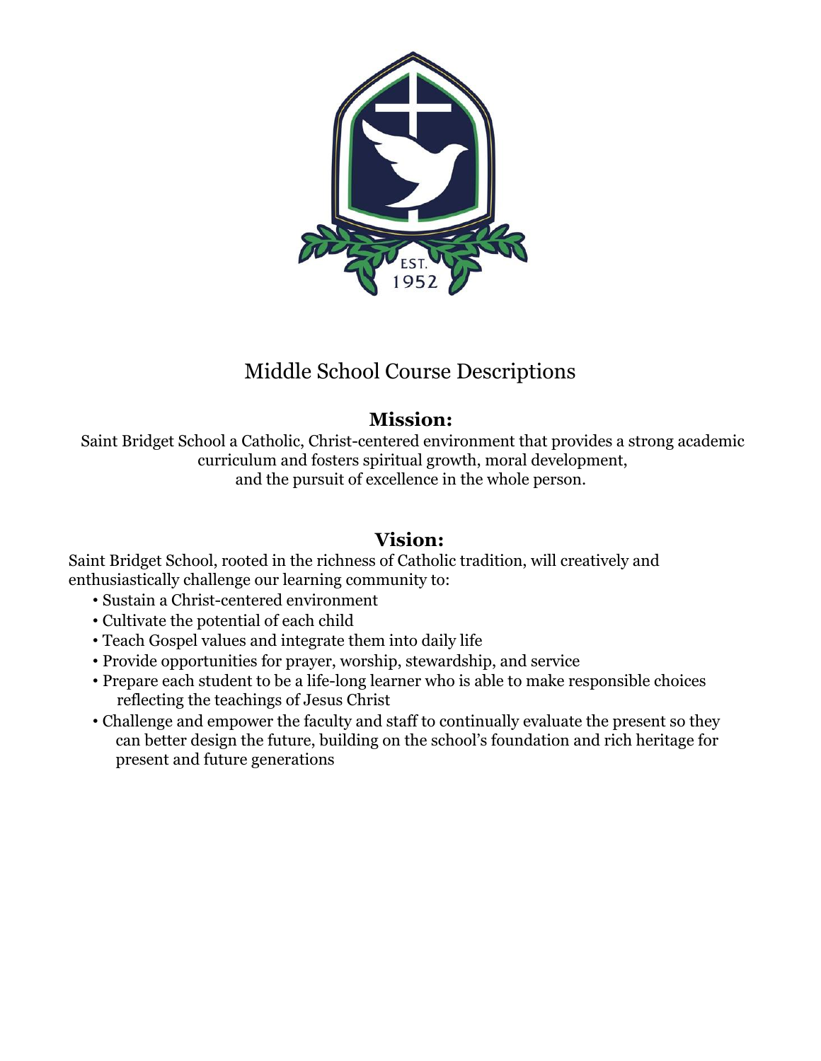# Middle School Course Descriptions

## Mission:

Saint Bridget School a Catholic, Christ-centered environment that provides a strong academic curriculum and fosters spiritual growth, moral development, and the pursuit of excellence in the whole person.

## Vision:

Saint Bridget School, rooted in the richness of Catholic tradition, will creatively and enthusiastically challenge our learning community to:

- Sustain a Christ-centered environment
- Cultivate the potential of each child
- Teach Gospel values and integrate them into daily life
- Provide opportunities for prayer, worship, stewardship, and service
- Prepare each student to be a life-long learner who is able to make responsible choices reflecting the teachings of Jesus Christ
- Challenge and empower the faculty and staff to continually evaluate the present so they can better design the future, building on the school's foundation and rich heritage for present and future generations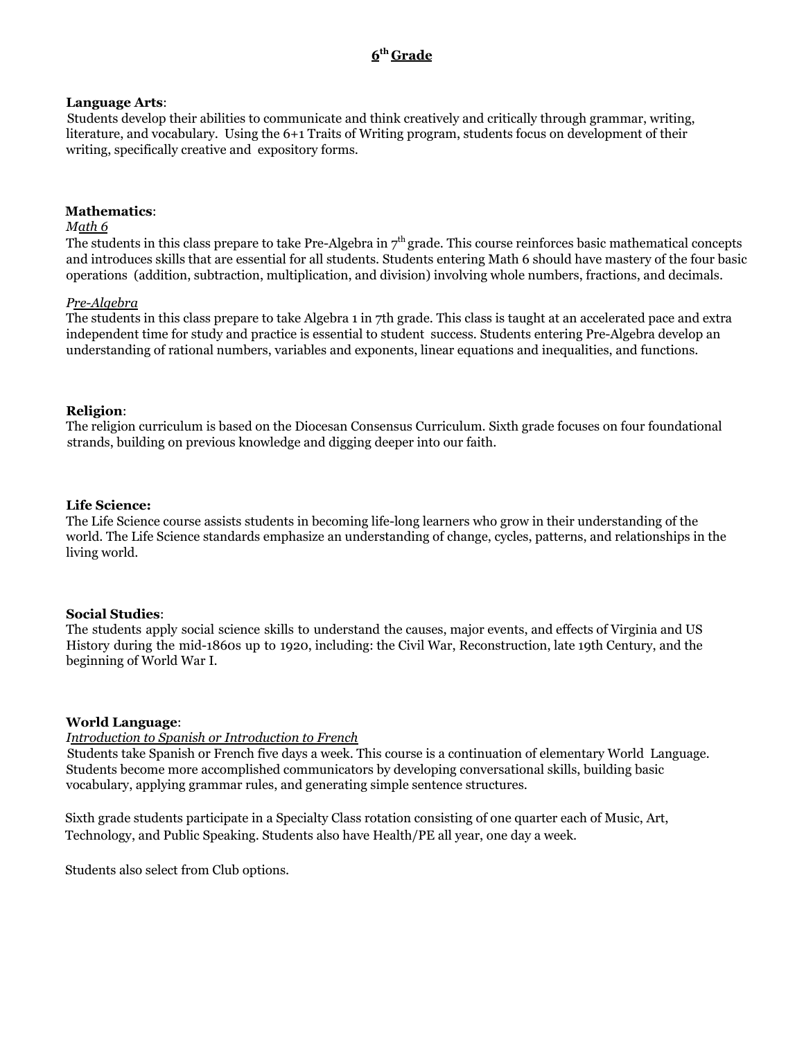# 6th Grade

**Language Arts**:

Students develop their abilities to communicate and think creatively and critically through grammar, writing, literature, and vocabulary. Using the 6+1 Traits of Writing program, students focus on development of their writing, specifically creative and expository forms.

**Mathematics**:

*Math 6*

The students in this class prepare to take Pre-Algebra in 7th grade. This course reinforces basic mathematical concepts and introduces skills that are essential for all students. Students entering Math 6 should have mastery of the four basic operations (addition, subtraction, multiplication, and division) involving whole numbers, fractions, and decimals.

*Pre-Algebra*

The students in this class prepare to take Algebra 1 in 7th grade. This class is taught at an accelerated pace and extra independent time for study and practice is essential to student success. Students entering Pre-Algebra develop an understanding of rational numbers, variables and exponents, linear equations and inequalities, and functions.

**Religion**:

The religion curriculum is based on the Diocesan Consensus Curriculum. Sixth grade focuses on four foundational strands, building on previous knowledge and digging deeper into our faith.

**Life Science:**

The Life Science course assists students in becoming life-long learners who grow in their understanding of the world. The Life Science standards emphasize an understanding of change, cycles, patterns, and relationships in the living world.

**Social Studies**:

The students apply social science skills to understand the causes, major events, and effects of Virginia and US History during the mid-1860s up to 1920, including: the Civil War, Reconstruction, late 19th Century, and the beginning of World War I.

**World Language**:

*Introduction to Spanish or Introduction to French*

Students take Spanish or French five days a week. This course is a continuation of elementary World Language. Students become more accomplished communicators by developing conversational skills, building basic vocabulary, applying grammar rules, and generating simple sentence structures.

Sixth grade students participate in a Specialty Class rotation consisting of one quarter each of Music, Art, Technology, and Public Speaking. Students also have Health/PE all year, one day a week.

Students also select from Club options.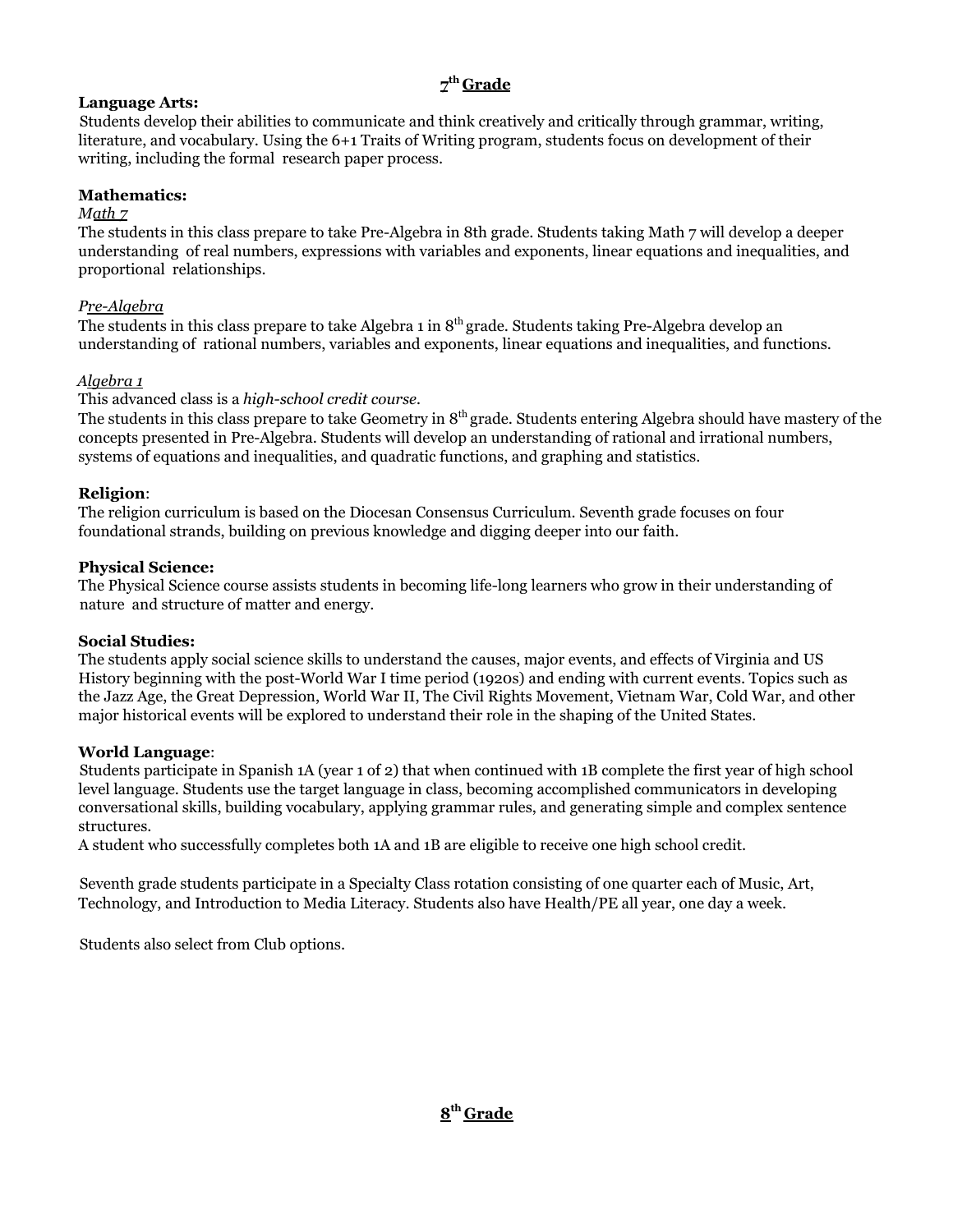## 7th Grade

**Language Arts:**

Students develop their abilities to communicate and think creatively and critically through grammar, writing, literature, and vocabulary. Using the 6+1 Traits of Writing program, students focus on development of their writing, including the formal research paper process.

**Mathematics:**

*Math 7*

The students in this class prepare to take Pre-Algebra in 8th grade. Students taking Math 7 will develop a deeper understanding of real numbers, expressions with variables and exponents, linear equations and inequalities, and proportional relationships.

*Pre-Algebra*

The students in this class prepare to take Algebra 1 in 8th grade. Students taking Pre-Algebra develop an understanding of rational numbers, variables and exponents, linear equations and inequalities, and functions.

*Algebra 1*

This advanced class is a *high-school credit course*.

The students in this class prepare to take Geometry in 8th grade. Students entering Algebra should have mastery of the concepts presented in Pre-Algebra. Students will develop an understanding of rational and irrational numbers, systems of equations and inequalities, and quadratic functions, and graphing and statistics.

**Religion**:

The religion curriculum is based on the Diocesan Consensus Curriculum. Seventh grade focuses on four foundational strands, building on previous knowledge and digging deeper into our faith.

**Physical Science:**

The Physical Science course assists students in becoming life-long learners who grow in their understanding of nature and structure of matter and energy.

**Social Studies:**

The students apply social science skills to understand the causes, major events, and effects of Virginia and US History beginning with the post-World War I time period (1920s) and ending with current events. Topics such as the Jazz Age, the Great Depression, World War II, The Civil Rights Movement, Vietnam War, Cold War, and other major historical events will be explored to understand their role in the shaping of the United States.

**World Language**:

Students participate in Spanish 1A (year 1 of 2) that when continued with 1B complete the first year of high school level language. Students use the target language in class, becoming accomplished communicators in developing conversational skills, building vocabulary, applying grammar rules, and generating simple and complex sentence structures.

A student who successfully completes both 1A and 1B are eligible to receive one high school credit.

Seventh grade students participate in a Specialty Class rotation consisting of one quarter each of Music, Art, Technology, and Introduction to Media Literacy. Students also have Health/PE all year, one day a week.

Students also select from Club options.

## 8th Grade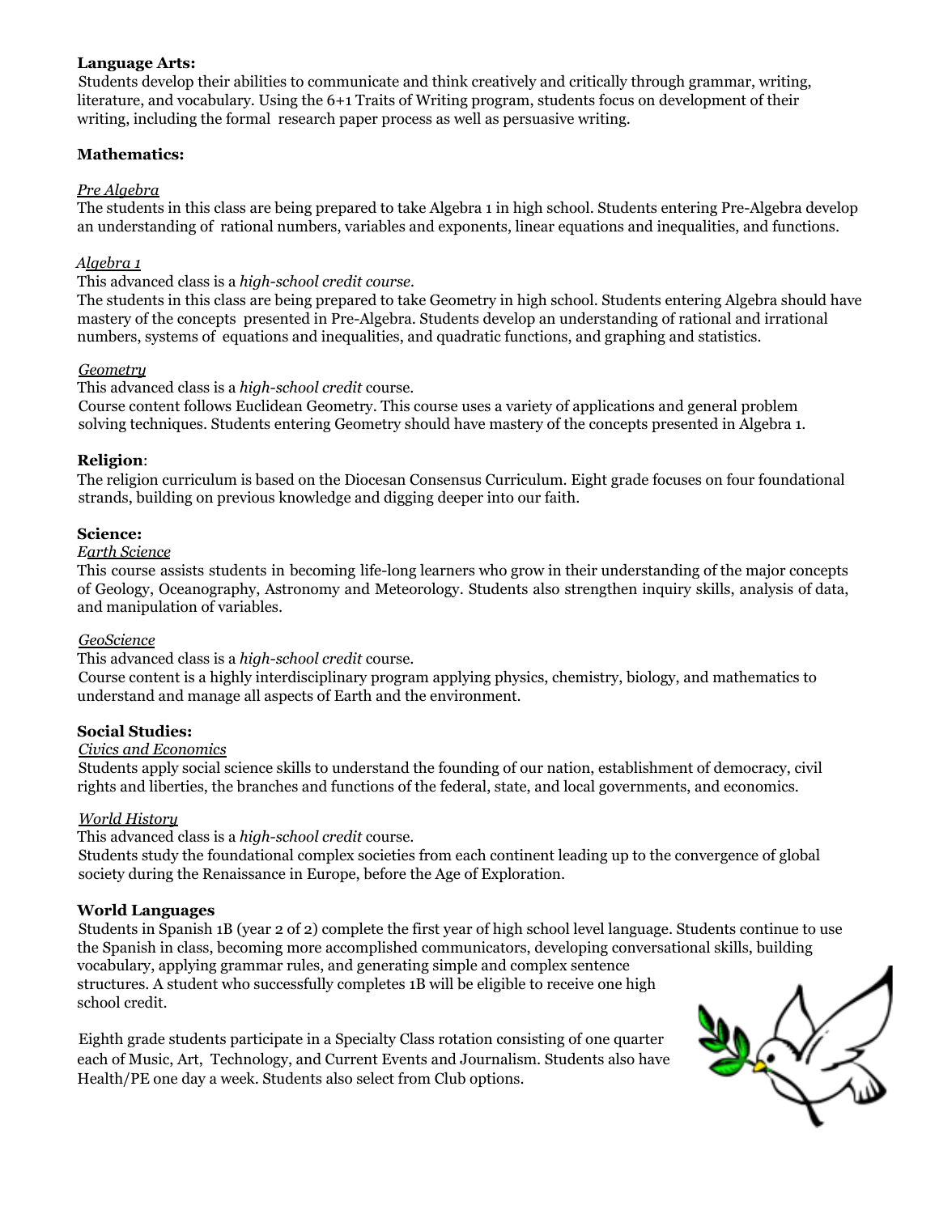**Language Arts:**

Students develop their abilities to communicate and think creatively and critically through grammar, writing, literature, and vocabulary. Using the 6+1 Traits of Writing program, students focus on development of their writing, including the formal research paper process as well as persuasive writing.

**Mathematics:**

*Pre Algebra*

The students in this class are being prepared to take Algebra 1 in high school. Students entering Pre-Algebra develop an understanding of rational numbers, variables and exponents, linear equations and inequalities, and functions.

*Algebra 1*

This advanced class is a *high-school credit course*.

The students in this class are being prepared to take Geometry in high school. Students entering Algebra should have mastery of the concepts presented in Pre-Algebra. Students develop an understanding of rational and irrational numbers, systems of equations and inequalities, and quadratic functions, and graphing and statistics.

*Geometry*

This advanced class is a *high-school credit* course.

Course content follows Euclidean Geometry. This course uses a variety of applications and general problem solving techniques. Students entering Geometry should have mastery of the concepts presented in Algebra 1.

**Religion**:

The religion curriculum is based on the Diocesan Consensus Curriculum. Eight grade focuses on four foundational strands, building on previous knowledge and digging deeper into our faith.

**Science:**

*Earth Science*

This course assists students in becoming life-long learners who grow in their understanding of the major concepts of Geology, Oceanography, Astronomy and Meteorology. Students also strengthen inquiry skills, analysis of data, and manipulation of variables.

*GeoScience*

This advanced class is a *high-school credit* course.

Course content is a highly interdisciplinary program applying physics, chemistry, biology, and mathematics to understand and manage all aspects of Earth and the environment.

**Social Studies:**

*Civics and Economics*

Students apply social science skills to understand the founding of our nation, establishment of democracy, civil rights and liberties, the branches and functions of the federal, state, and local governments, and economics.

*World History*

This advanced class is a *high-school credit* course.

Students study the foundational complex societies from each continent leading up to the convergence of global society during the Renaissance in Europe, before the Age of Exploration.

**World Languages**

Students in Spanish 1B (year 2 of 2) complete the first year of high school level language. Students continue to use the Spanish in class, becoming more accomplished communicators, developing conversational skills, building vocabulary, applying grammar rules, and generating simple and complex sentence structures. A student who successfully completes 1B will be eligible to receive one high school credit.

Eighth grade students participate in a Specialty Class rotation consisting of one quarter each of Music, Art, Technology, and Current Events and Journalism. Students also have Health/PE one day a week. Students also select from Club options.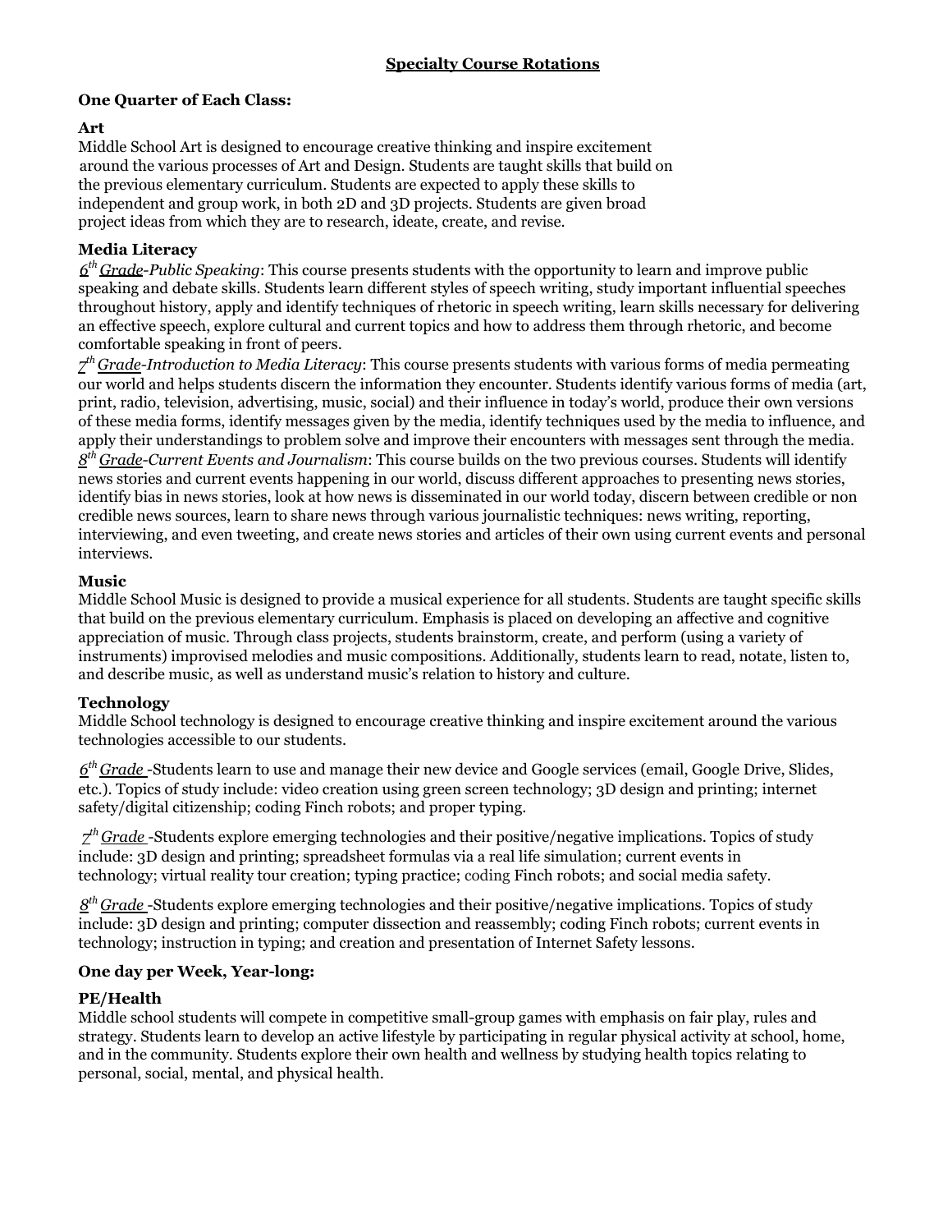## Specialty Course Rotations

**One Quarter of Each Class:**

### Art

Middle School Art is designed to encourage creative thinking and inspire excitement around the various processes of Art and Design. Students are taught skills that build on the previous elementary curriculum. Students are expected to apply these skills to independent and group work, in both 2D and 3D projects. Students are given broad project ideas from which they are to research, ideate, create, and revise.

### Media Literacy

*6th Grade-Public Speaking*: This course presents students with the opportunity to learn and improve public speaking and debate skills. Students learn different styles of speech writing, study important influential speeches throughout history, apply and identify techniques of rhetoric in speech writing, learn skills necessary for delivering an effective speech, explore cultural and current topics and how to address them through rhetoric, and become comfortable speaking in front of peers.

*7th Grade-Introduction to Media Literacy*: This course presents students with various forms of media permeating our world and helps students discern the information they encounter. Students identify various forms of media (art, print, radio, television, advertising, music, social) and their influence in today's world, produce their own versions of these media forms, identify messages given by the media, identify techniques used by the media to influence, and apply their understandings to problem solve and improve their encounters with messages sent through the media.

*8th Grade-Current Events and Journalism*: This course builds on the two previous courses. Students will identify news stories and current events happening in our world, discuss different approaches to presenting news stories, identify bias in news stories, look at how news is disseminated in our world today, discern between credible or non credible news sources, learn to share news through various journalistic techniques: news writing, reporting, interviewing, and even tweeting, and create news stories and articles of their own using current events and personal interviews.

### Music

Middle School Music is designed to provide a musical experience for all students. Students are taught specific skills that build on the previous elementary curriculum. Emphasis is placed on developing an affective and cognitive appreciation of music. Through class projects, students brainstorm, create, and perform (using a variety of instruments) improvised melodies and music compositions. Additionally, students learn to read, notate, listen to, and describe music, as well as understand music's relation to history and culture.

### Technology

Middle School technology is designed to encourage creative thinking and inspire excitement around the various technologies accessible to our students.

*6th Grade* -Students learn to use and manage their new device and Google services (email, Google Drive, Slides, etc.). Topics of study include: video creation using green screen technology; 3D design and printing; internet safety/digital citizenship; coding Finch robots; and proper typing.

*7th Grade* -Students explore emerging technologies and their positive/negative implications. Topics of study include: 3D design and printing; spreadsheet formulas via a real life simulation; current events in technology; virtual reality tour creation; typing practice; coding Finch robots; and social media safety.

*8th Grade* -Students explore emerging technologies and their positive/negative implications. Topics of study include: 3D design and printing; computer dissection and reassembly; coding Finch robots; current events in technology; instruction in typing; and creation and presentation of Internet Safety lessons.

**One day per Week, Year-long:**

### PE/Health

Middle school students will compete in competitive small-group games with emphasis on fair play, rules and strategy. Students learn to develop an active lifestyle by participating in regular physical activity at school, home, and in the community. Students explore their own health and wellness by studying health topics relating to personal, social, mental, and physical health.